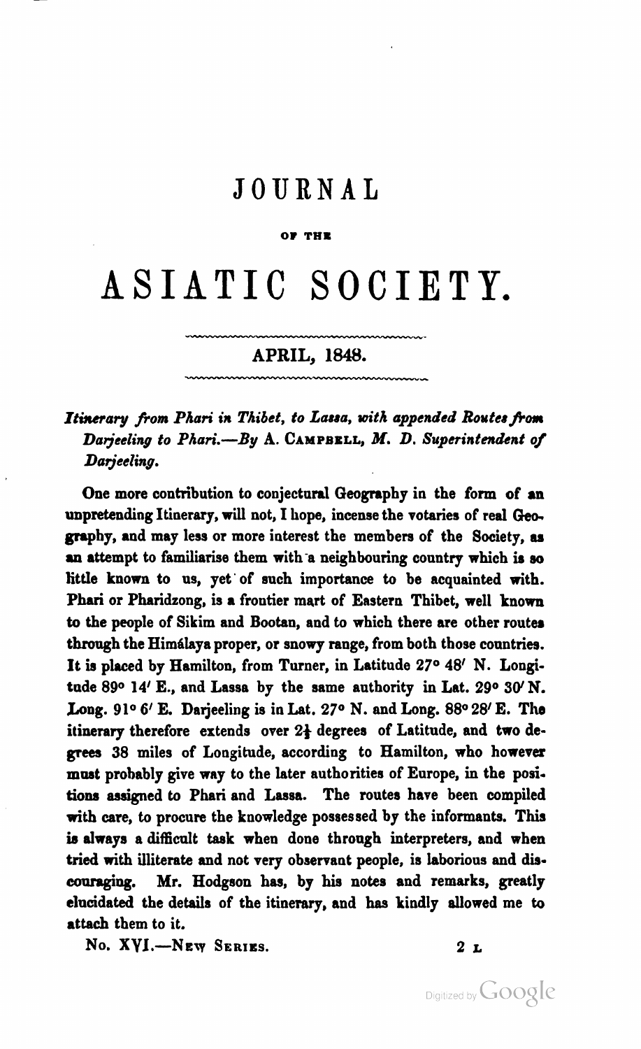# JOURNAL

OF THE

# ASIATIC SOCIETY.

## APRIL, 1848.

*Itinerary from Phari in Thibet, to Lassa, with appended Routes from Darjeeling to Phari.—By* A. CAMPBELL, *M. D. Superintendent of Darjeeling.*

One more contribution to conjectural Geography in the form of an unpretending Itinerary, will not, I hope, incense the votaries of real Geography, and may less or more interest the members of the Society, as an attempt to familiarise them with a neighbouring country which is so little known to us, yet of such importance to be acquainted with. Phari or Pharidzong, is a frontier mart of Eastern Thibet, well known to the people of Sikim and Bootan, and to which there are other routes through the Himálaya proper, or snowy range, from both those countries. It is placed by Hamilton, from Turner, in Latitude 27° 48′ N. Longitude 89° 14′ E., and Lassa by the same authority in Lat. 29° 30′ N. Long. 91° 6′ E. Darjeeling is in Lat. 27° N. and Long. 88° 28′ E. The itinerary therefore extends over 2½ degrees of Latitude, and two degrees 38 miles of Longitude, according to Hamilton, who however must probably give way to the later authorities of Europe, in the positions assigned to Phari and Lassa. The routes have been compiled with care, to procure the knowledge possessed by the informants. This is always a difficult task when done through interpreters, and when tried with illiterate and not very observant people, is laborious and discouraging. Mr. Hodgson has, by his notes and remarks, greatly elucidated the details of the itinerary, and has kindly allowed me to attach them to it.

No. XVI.—NEW SERIES. 2 L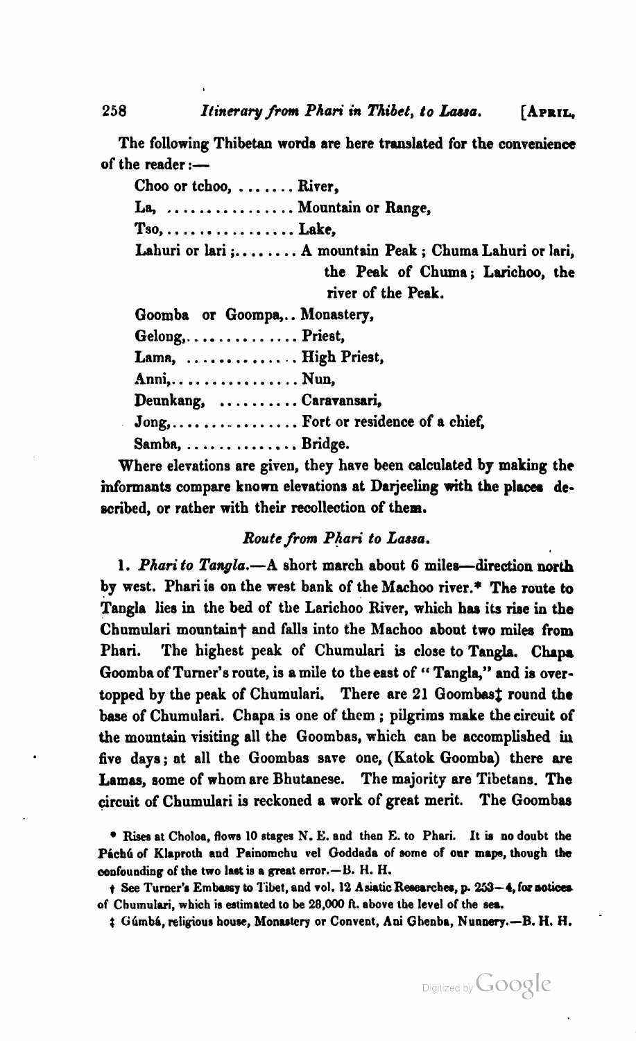The following Thibetan words are here translated for the convenience of the reader:—

Choo or tchoo, ....... River,
La, ................ Mountain or Range,
Tso, ................ Lake,
Lahuri or lari ;........ A mountain Peak ; Chuma Lahuri or lari, the Peak of Chuma; Larichoo, the river of the Peak.
Goomba or Goompa,.. Monastery,
Gelong,.............. Priest,
Lama, .............. High Priest,
Anni,................ Nun,
Deunkang, .......... Caravansari,
Jong,................ Fort or residence of a chief,
Samba, ............... Bridge.

Where elevations are given, they have been calculated by making the informants compare known elevations at Darjeeling with the places described, or rather with their recollection of them.

## *Route from Phari to Lassa.*

1. *Phari to Tangla.*—A short march about 6 miles—direction north by west. Phari is on the west bank of the Machoo river.* The route to Tangla lies in the bed of the Larichoo River, which has its rise in the Chumulari mountain† and falls into the Machoo about two miles from Phari. The highest peak of Chumulari is close to Tangla. Chapa Goomba of Turner's route, is a mile to the east of "Tangla," and is overtopped by the peak of Chumulari. There are 21 Goombas‡ round the base of Chumulari. Chapa is one of them; pilgrims make the circuit of the mountain visiting all the Goombas, which can be accomplished in five days; at all the Goombas save one, (Katok Goomba) there are Lamas, some of whom are Bhutanese. The majority are Tibetans. The circuit of Chumulari is reckoned a work of great merit. The Goombas

\* Rises at Choloa, flows 10 stages N. E. and then E. to Phari. It is no doubt the Páchú of Klaproth and Painomchu vel Goddada of some of our maps, though the confounding of the two last is a great error.—B. H. H.

† See Turner's Embassy to Tibet, and vol. 12 Asiatic Researches, p. 253—4, for notices of Chumulari, which is estimated to be 28,000 ft. above the level of the sea.

‡ Gúmbá, religious house, Monastery or Convent, Ani Ghenba, Nunnery.—B. H. H.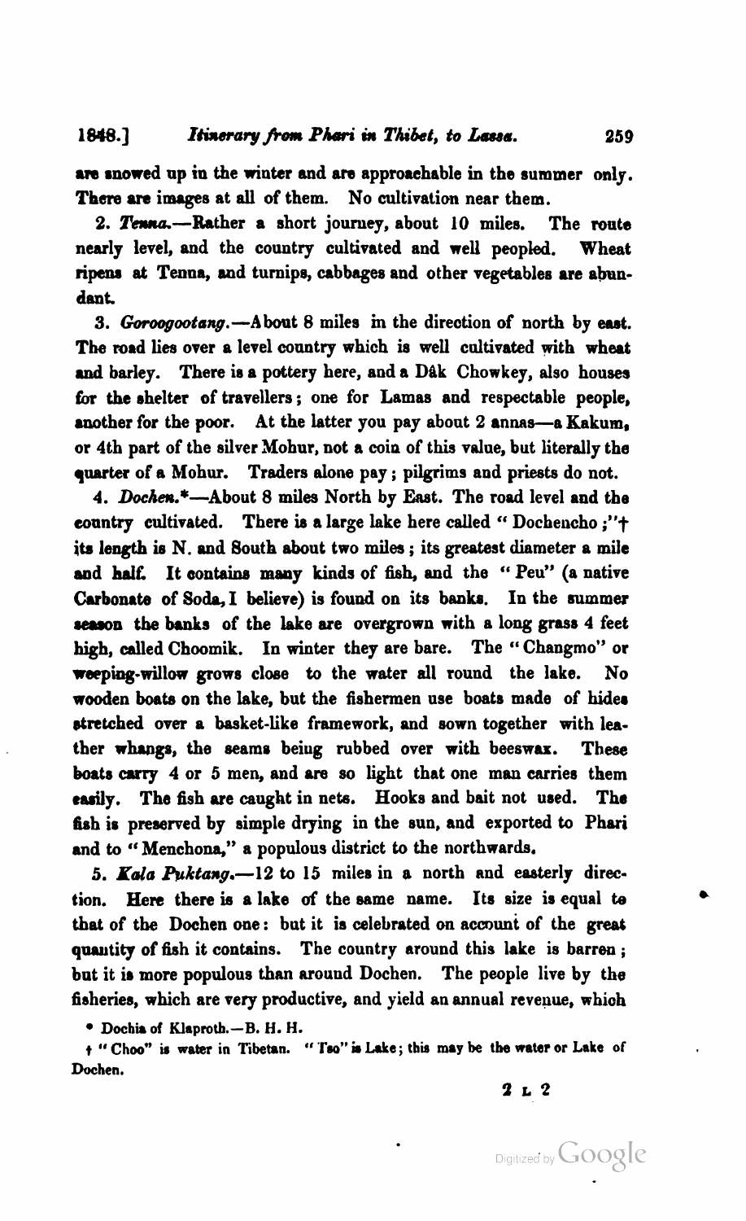are snowed up in the winter and are approachable in the summer only. There are images at all of them. No cultivation near them.

2. *Tenna.*—Rather a short journey, about 10 miles. The route nearly level, and the country cultivated and well peopled. Wheat ripens at Tenna, and turnips, cabbages and other vegetables are abundant.

3. *Goroogootang.*—About 8 miles in the direction of north by east. The road lies over a level country which is well cultivated with wheat and barley. There is a pottery here, and a Dâk Chowkey, also houses for the shelter of travellers; one for Lamas and respectable people, another for the poor. At the latter you pay about 2 annas—a Kakum, or 4th part of the silver Mohur, not a coin of this value, but literally the quarter of a Mohur. Traders alone pay; pilgrims and priests do not.

4. *Dochen.*\*—About 8 miles North by East. The road level and the country cultivated. There is a large lake here called "Dochencho;"† its length is N. and South about two miles; its greatest diameter a mile and half. It contains many kinds of fish, and the "Peu" (a native Carbonate of Soda, I believe) is found on its banks. In the summer season the banks of the lake are overgrown with a long grass 4 feet high, called Choomik. In winter they are bare. The "Changmo" or weeping-willow grows close to the water all round the lake. No wooden boats on the lake, but the fishermen use boats made of hides stretched over a basket-like framework, and sown together with leather whangs, the seams being rubbed over with beeswax. These boats carry 4 or 5 men, and are so light that one man carries them easily. The fish are caught in nets. Hooks and bait not used. The fish is preserved by simple drying in the sun, and exported to Phari and to "Menchona," a populous district to the northwards.

5. *Kala Puktang.*—12 to 15 miles in a north and easterly direction. Here there is a lake of the same name. Its size is equal to that of the Dochen one: but it is celebrated on account of the great quantity of fish it contains. The country around this lake is barren; but it is more populous than around Dochen. The people live by the fisheries, which are very productive, and yield an annual revenue, which

\* Dochia of Klaproth.—B. H. H.

† "Choo" is water in Tibetan. "Tso" is Lake; this may be the water or Lake of Dochen.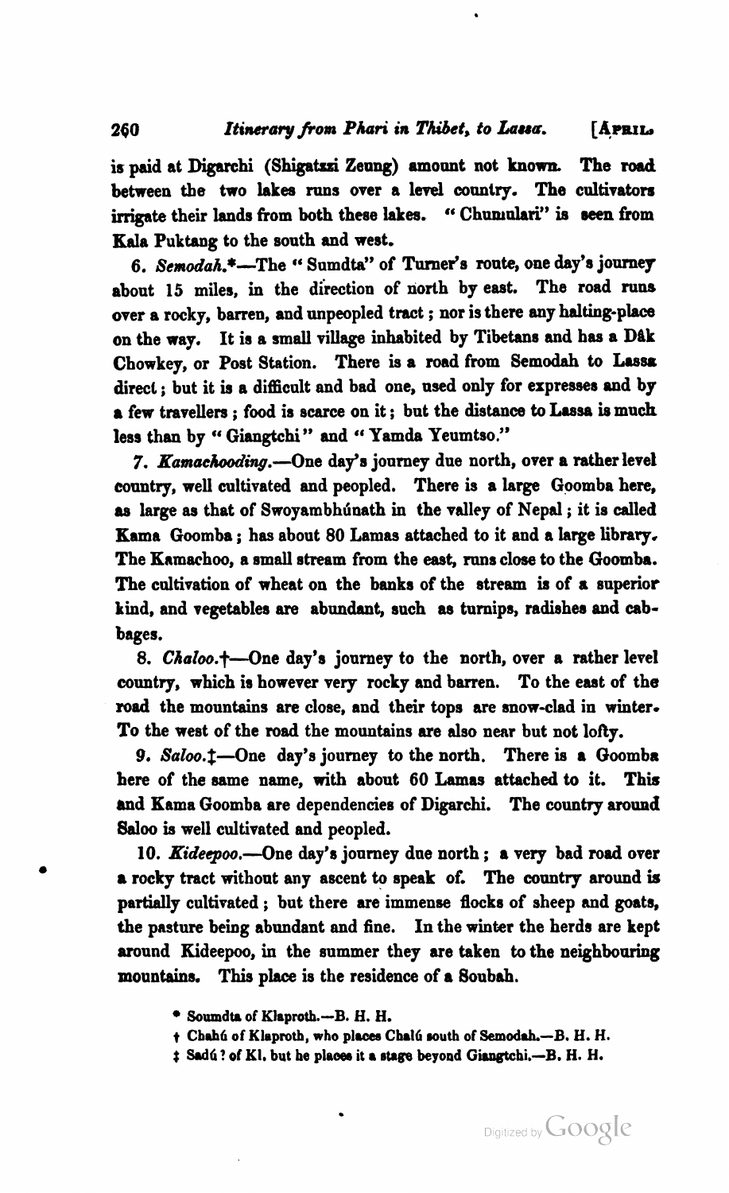is paid at Digarchi (Shigatzzi Zeung) amount not known. The road between the two lakes runs over a level country. The cultivators irrigate their lands from both these lakes. "Chumulari" is seen from Kala Puktang to the south and west.

6. *Semodah.*\*—The "Sumdta" of Turner's route, one day's journey about 15 miles, in the direction of north by east. The road runs over a rocky, barren, and unpeopled tract; nor is there any halting-place on the way. It is a small village inhabited by Tibetans and has a Dâk Chowkey, or Post Station. There is a road from Semodah to Lassa direct; but it is a difficult and bad one, used only for expresses and by a few travellers; food is scarce on it; but the distance to Lassa is much less than by "Giangtchi" and "Yamda Yeumtso."

7. *Kamachooding.*—One day's journey due north, over a rather level country, well cultivated and peopled. There is a large Goomba here, as large as that of Swoyambhúnath in the valley of Nepal; it is called Kama Goomba; has about 80 Lamas attached to it and a large library. The Kamachoo, a small stream from the east, runs close to the Goomba. The cultivation of wheat on the banks of the stream is of a superior kind, and vegetables are abundant, such as turnips, radishes and cabbages.

8. *Chaloo.*†—One day's journey to the north, over a rather level country, which is however very rocky and barren. To the east of the road the mountains are close, and their tops are snow-clad in winter. To the west of the road the mountains are also near but not lofty.

9. *Saloo.*‡—One day's journey to the north. There is a Goomba here of the same name, with about 60 Lamas attached to it. This and Kama Goomba are dependencies of Digarchi. The country around Saloo is well cultivated and peopled.

10. *Kideepoo.*—One day's journey due north; a very bad road over a rocky tract without any ascent to speak of. The country around is partially cultivated; but there are immense flocks of sheep and goats, the pasture being abundant and fine. In the winter the herds are kept around Kideepoo, in the summer they are taken to the neighbouring mountains. This place is the residence of a Soubah.

\* Soumdta of Klaproth.—B. H. H.

† Chahú of Klaproth, who places Chalú south of Semodah.—B. H. H.

‡ Sadú? of Kl. but he places it a stage beyond Giangtchi.—B. H. H.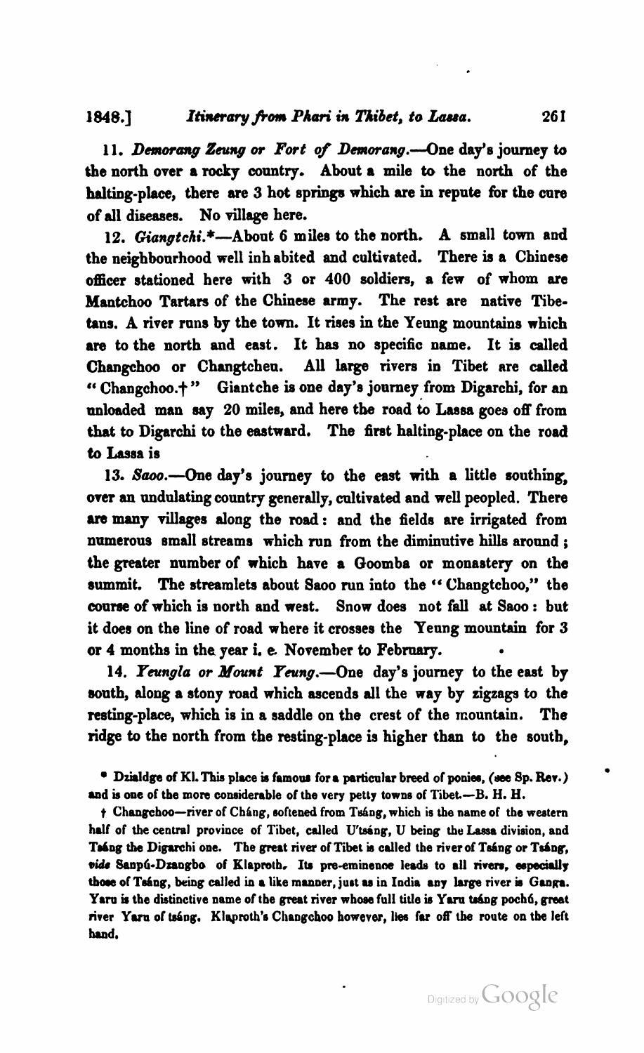11. *Demorang Zeung or Fort of Demorang.*—One day's journey to the north over a rocky country. About a mile to the north of the halting-place, there are 3 hot springs which are in repute for the cure of all diseases. No village here.

12. *Giangtchi.*\*—About 6 miles to the north. A small town and the neighbourhood well inh abited and cultivated. There is a Chinese officer stationed here with 3 or 400 soldiers, a few of whom are Mantchoo Tartars of the Chinese army. The rest are native Tibetans. A river runs by the town. It rises in the Yeung mountains which are to the north and east. It has no specific name. It is called Changchoo or Changtcheu. All large rivers in Tibet are called "Changchoo.†" Giantche is one day's journey from Digarchi, for an unloaded man say 20 miles, and here the road to Lassa goes off from that to Digarchi to the eastward. The first halting-place on the road to Lassa is

13. *Saoo.*—One day's journey to the east with a little southing, over an undulating country generally, cultivated and well peopled. There are many villages along the road: and the fields are irrigated from numerous small streams which run from the diminutive hills around; the greater number of which have a Goomba or monastery on the summit. The streamlets about Saoo run into the "Changtchoo," the course of which is north and west. Snow does not fall at Saoo: but it does on the line of road where it crosses the Yeung mountain for 3 or 4 months in the year i. e. November to February.

14. *Yeungla or Mount Yeung.*—One day's journey to the east by south, along a stony road which ascends all the way by zigzags to the resting-place, which is in a saddle on the crest of the mountain. The ridge to the north from the resting-place is higher than to the south,

---

\* Dzialdge of Kl. This place is famous for a particular breed of ponies, (see Sp. Rev.) and is one of the more considerable of the very petty towns of Tibet.—B. H. H.

† Changchoo—river of Cháng, softened from Tsáng, which is the name of the western half of the central province of Tibet, called U'tsáng, U being the Lassa division, and Tsáng the Digarchi one. The great river of Tibet is called the river of Tsáng or Tsáng, *vide* Sanpú-Dzangbo of Klaproth. Its pre-eminence leads to all rivers, especially those of Tsáng, being called in a like manner, just as in India any large river is Ganga. Yaru is the distinctive name of the great river whose full title is Yaru tsáng pochó, great river Yaru of tsáng. Klaproth's Changchoo however, lies far off the route on the left hand.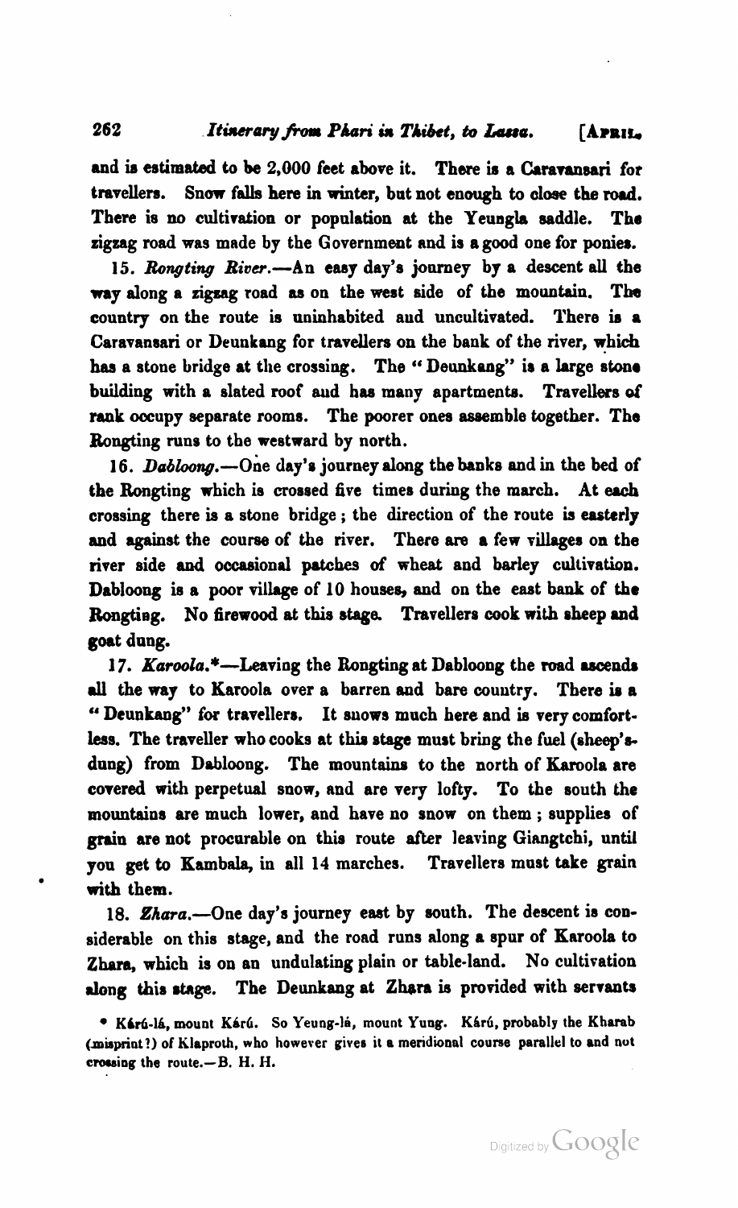and is estimated to be 2,000 feet above it. There is a Caravansari for travellers. Snow falls here in winter, but not enough to close the road. There is no cultivation or population at the Yeungla saddle. The zigzag road was made by the Government and is a good one for ponies.

15. *Rongting River.*—An easy day's journey by a descent all the way along a zigzag road as on the west side of the mountain. The country on the route is uninhabited and uncultivated. There is a Caravansari or Deunkang for travellers on the bank of the river, which has a stone bridge at the crossing. The "Deunkang" is a large stone building with a slated roof and has many apartments. Travellers of rank occupy separate rooms. The poorer ones assemble together. The Rongting runs to the westward by north.

16. *Dabloong.*—One day's journey along the banks and in the bed of the Rongting which is crossed five times during the march. At each crossing there is a stone bridge; the direction of the route is easterly and against the course of the river. There are a few villages on the river side and occasional patches of wheat and barley cultivation. Dabloong is a poor village of 10 houses, and on the east bank of the Rongting. No firewood at this stage. Travellers cook with sheep and goat dung.

17. *Karoola.**—Leaving the Rongting at Dabloong the road ascends all the way to Karoola over a barren and bare country. There is a "Deunkang" for travellers. It snows much here and is very comfortless. The traveller who cooks at this stage must bring the fuel (sheep's-dung) from Dabloong. The mountains to the north of Karoola are covered with perpetual snow, and are very lofty. To the south the mountains are much lower, and have no snow on them; supplies of grain are not procurable on this route after leaving Giangtchi, until you get to Kambala, in all 14 marches. Travellers must take grain with them.

18. *Zhara.*—One day's journey east by south. The descent is considerable on this stage, and the road runs along a spur of Karoola to Zhara, which is on an undulating plain or table-land. No cultivation along this stage. The Deunkang at Zhara is provided with servants

* Kárú-lá, mount Kárú. So Yeung-lá, mount Yung. Kárú, probably the Kharab (misprint?) of Klaproth, who however gives it a meridional course parallel to and not crossing the route.—B. H. H.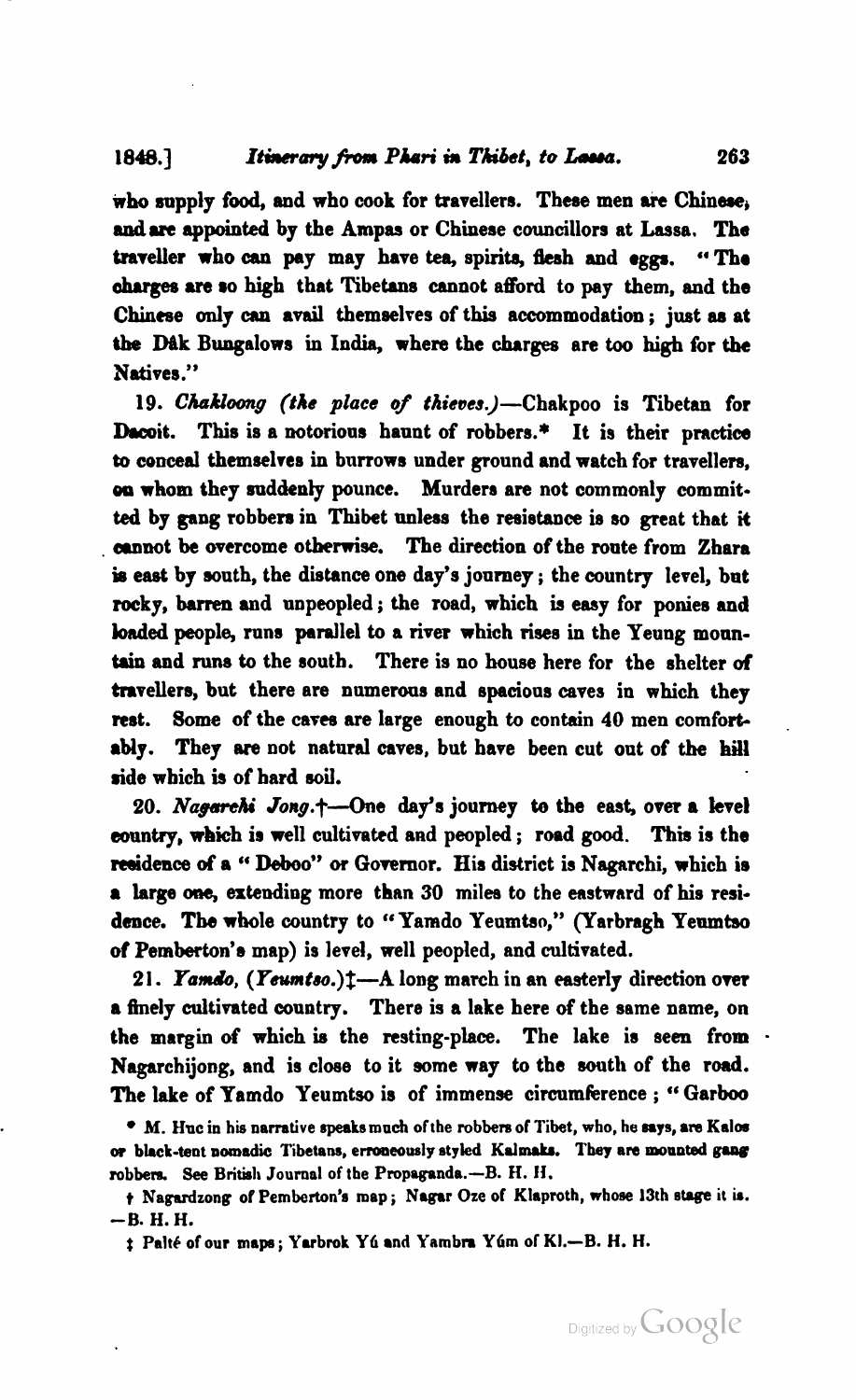who supply food, and who cook for travellers. These men are Chinese, and are appointed by the Ampas or Chinese councillors at Lassa. The traveller who can pay may have tea, spirits, flesh and eggs. "The charges are so high that Tibetans cannot afford to pay them, and the Chinese only can avail themselves of this accommodation; just as at the Dâk Bungalows in India, where the charges are too high for the Natives."

19. *Chakloong (the place of thieves.)*—Chakpoo is Tibetan for Dacoit. This is a notorious haunt of robbers.* It is their practice to conceal themselves in burrows under ground and watch for travellers, on whom they suddenly pounce. Murders are not commonly committed by gang robbers in Thibet unless the resistance is so great that it cannot be overcome otherwise. The direction of the route from Zhara is east by south, the distance one day's journey; the country level, but rocky, barren and unpeopled; the road, which is easy for ponies and loaded people, runs parallel to a river which rises in the Yeung mountain and runs to the south. There is no house here for the shelter of travellers, but there are numerous and spacious caves in which they rest. Some of the caves are large enough to contain 40 men comfortably. They are not natural caves, but have been cut out of the hill side which is of hard soil.

20. *Nagarchi Jong.*†—One day's journey to the east, over a level country, which is well cultivated and peopled; road good. This is the residence of a "Deboo" or Governor. His district is Nagarchi, which is a large one, extending more than 30 miles to the eastward of his residence. The whole country to "Yamdo Yeumtso," (Yarbragh Yeumtso of Pemberton's map) is level, well peopled, and cultivated.

21. *Yamdo, (Yeumtso.)*‡—A long march in an easterly direction over a finely cultivated country. There is a lake here of the same name, on the margin of which is the resting-place. The lake is seen from Nagarchijong, and is close to it some way to the south of the road. The lake of Yamdo Yeumtso is of immense circumference; "Garboo

* M. Huc in his narrative speaks much of the robbers of Tibet, who, he says, are Kalos or black-tent nomadic Tibetans, erroneously styled Kalmaks. They are mounted gang robbers. See British Journal of the Propaganda.—B. H. H.

† Nagardzong of Pemberton's map; Nagar Oze of Klaproth, whose 13th stage it is. —B. H. H.

‡ Palté of our maps; Yarbrok Yú and Yambra Yúm of Kl.—B. H. H.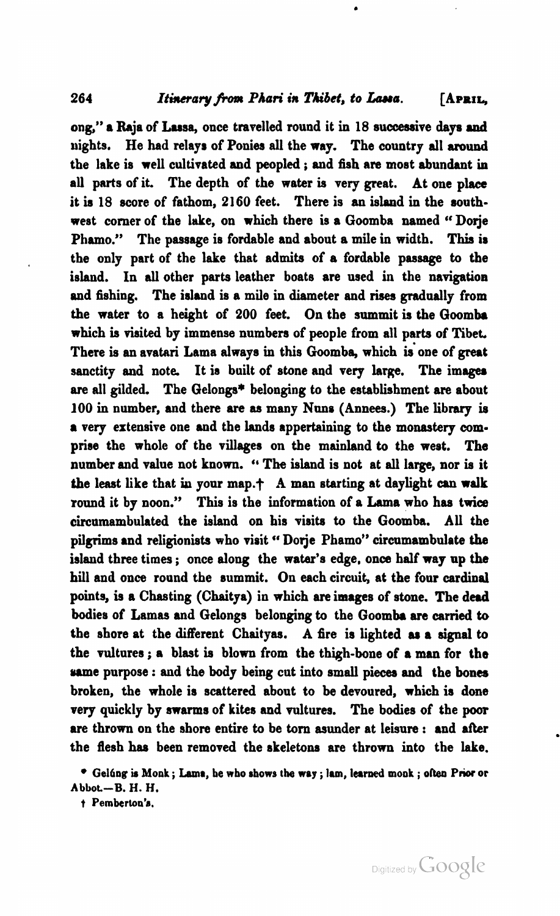ong," a Raja of Lassa, once travelled round it in 18 successive days and nights. He had relays of Ponies all the way. The country all around the lake is well cultivated and peopled; and fish are most abundant in all parts of it. The depth of the water is very great. At one place it is 18 score of fathom, 2160 feet. There is an island in the south-west corner of the lake, on which there is a Goomba named "Dorje Phamo." The passage is fordable and about a mile in width. This is the only part of the lake that admits of a fordable passage to the island. In all other parts leather boats are used in the navigation and fishing. The island is a mile in diameter and rises gradually from the water to a height of 200 feet. On the summit is the Goomba which is visited by immense numbers of people from all parts of Tibet. There is an avatari Lama always in this Goomba, which is one of great sanctity and note. It is built of stone and very large. The images are all gilded. The Gelongs* belonging to the establishment are about 100 in number, and there are as many Nuns (Annees.) The library is a very extensive one and the lands appertaining to the monastery comprise the whole of the villages on the mainland to the west. The number and value not known. "The island is not at all large, nor is it the least like that in your map.† A man starting at daylight can walk round it by noon." This is the information of a Lama who has twice circumambulated the island on his visits to the Goomba. All the pilgrims and religionists who visit "Dorje Phamo" circumambulate the island three times; once along the water's edge, once half way up the hill and once round the summit. On each circuit, at the four cardinal points, is a Chasting (Chaitya) in which are images of stone. The dead bodies of Lamas and Gelongs belonging to the Goomba are carried to the shore at the different Chaityas. A fire is lighted as a signal to the vultures; a blast is blown from the thigh-bone of a man for the same purpose: and the body being cut into small pieces and the bones broken, the whole is scattered about to be devoured, which is done very quickly by swarms of kites and vultures. The bodies of the poor are thrown on the shore entire to be torn asunder at leisure: and after the flesh has been removed the skeletons are thrown into the lake.

* Gelúng is Monk; Lama, he who shows the way; lam, learned monk; often Prior or Abbot.—B. H. H.

† Pemberton's.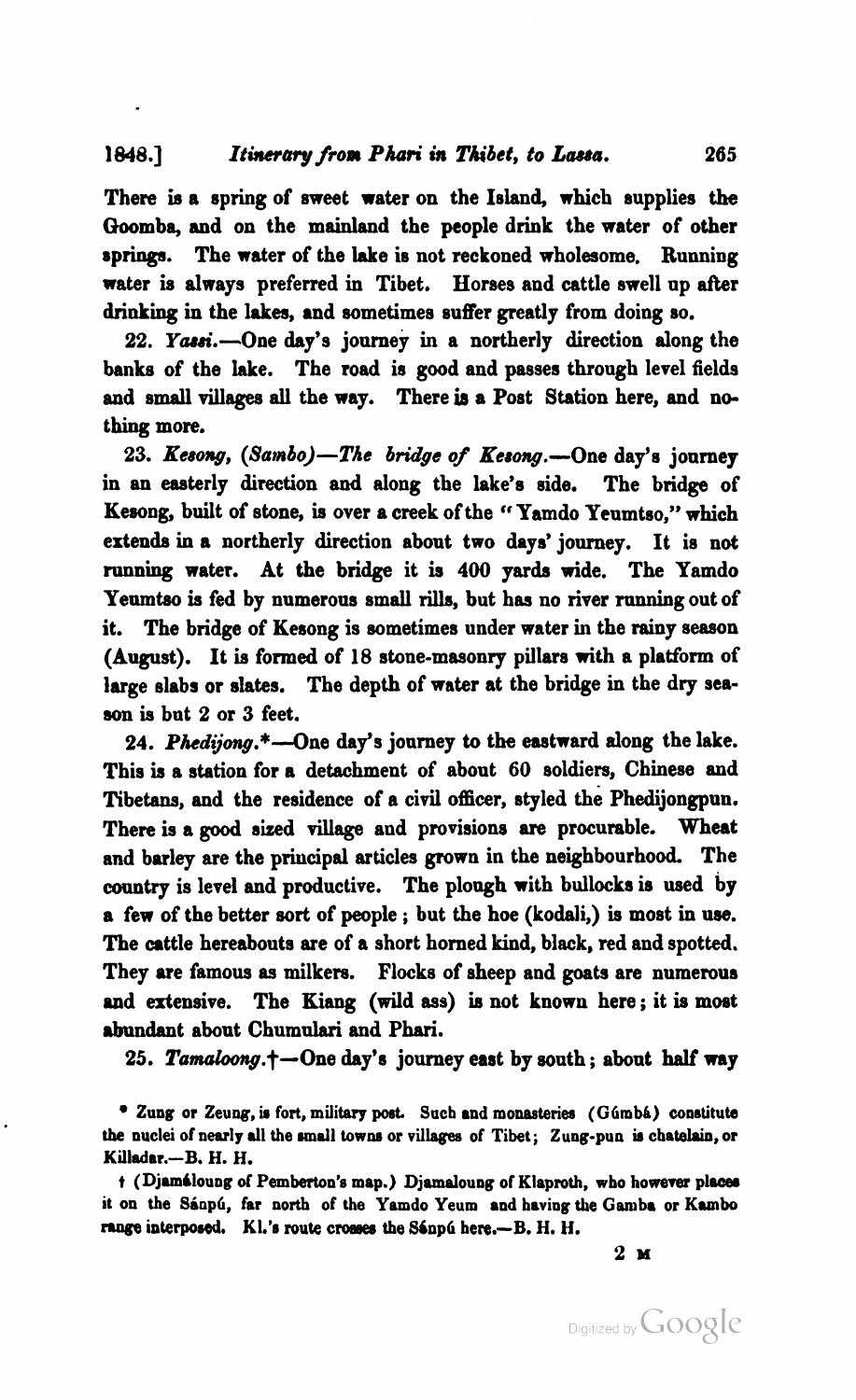There is a spring of sweet water on the Island, which supplies the Goomba, and on the mainland the people drink the water of other springs. The water of the lake is not reckoned wholesome. Running water is always preferred in Tibet. Horses and cattle swell up after drinking in the lakes, and sometimes suffer greatly from doing so.

22. *Yassi.*—One day's journey in a northerly direction along the banks of the lake. The road is good and passes through level fields and small villages all the way. There is a Post Station here, and nothing more.

23. *Kesong, (Sambo)—The bridge of Kesong.*—One day's journey in an easterly direction and along the lake's side. The bridge of Kesong, built of stone, is over a creek of the "Yamdo Yeumtso," which extends in a northerly direction about two days' journey. It is not running water. At the bridge it is 400 yards wide. The Yamdo Yeumtso is fed by numerous small rills, but has no river running out of it. The bridge of Kesong is sometimes under water in the rainy season (August). It is formed of 18 stone-masonry pillars with a platform of large slabs or slates. The depth of water at the bridge in the dry season is but 2 or 3 feet.

24. *Phedijong.*\*—One day's journey to the eastward along the lake. This is a station for a detachment of about 60 soldiers, Chinese and Tibetans, and the residence of a civil officer, styled the Phedijongpun. There is a good sized village and provisions are procurable. Wheat and barley are the principal articles grown in the neighbourhood. The country is level and productive. The plough with bullocks is used by a few of the better sort of people; but the hoe (kodali,) is most in use. The cattle hereabouts are of a short horned kind, black, red and spotted. They are famous as milkers. Flocks of sheep and goats are numerous and extensive. The Kiang (wild ass) is not known here; it is most abundant about Chumulari and Phari.

25. *Tamaloong.*†—One day's journey east by south; about half way

---

\* Zung or Zeung, is fort, military post. Such and monasteries (Gúmbá) constitute the nuclei of nearly all the small towns or villages of Tibet; Zung-pun is chatelain, or Killadar.—B. H. H.

† (Djamáloung of Pemberton's map.) Djamaloung of Klaproth, who however places it on the Sánpú, far north of the Yamdo Yeum and having the Gamba or Kambo range interposed. Kl.'s route crosses the Sánpú here.—B. H. H.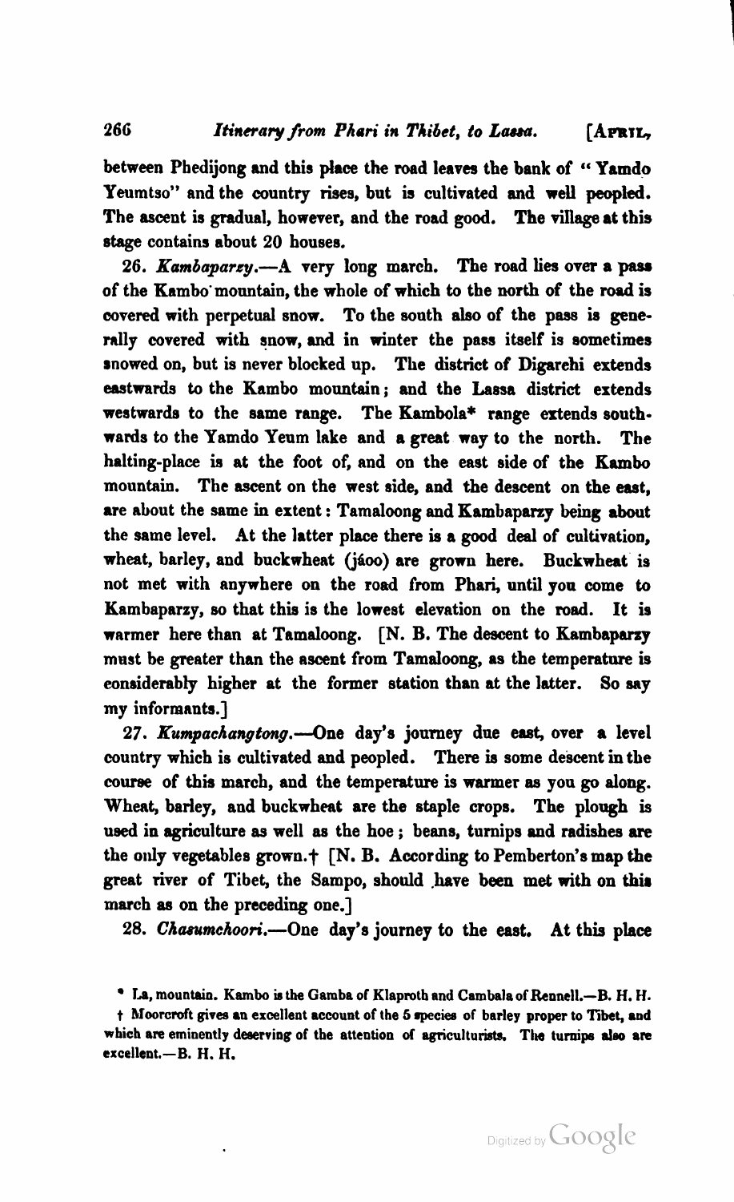between Phedijong and this place the road leaves the bank of "Yamdo Yeumtso" and the country rises, but is cultivated and well peopled. The ascent is gradual, however, and the road good. The village at this stage contains about 20 houses.

26. *Kambaparzy.*—A very long march. The road lies over a pass of the Kambo mountain, the whole of which to the north of the road is covered with perpetual snow. To the south also of the pass is generally covered with snow, and in winter the pass itself is sometimes snowed on, but is never blocked up. The district of Digarchi extends eastwards to the Kambo mountain; and the Lassa district extends westwards to the same range. The Kambola* range extends southwards to the Yamdo Yeum lake and a great way to the north. The halting-place is at the foot of, and on the east side of the Kambo mountain. The ascent on the west side, and the descent on the east, are about the same in extent: Tamaloong and Kambaparzy being about the same level. At the latter place there is a good deal of cultivation, wheat, barley, and buckwheat (jáoo) are grown here. Buckwheat is not met with anywhere on the road from Phari, until you come to Kambaparzy, so that this is the lowest elevation on the road. It is warmer here than at Tamaloong. [N. B. The descent to Kambaparzy must be greater than the ascent from Tamaloong, as the temperature is considerably higher at the former station than at the latter. So say my informants.]

27. *Kumpachangtong.*—One day's journey due east, over a level country which is cultivated and peopled. There is some descent in the course of this march, and the temperature is warmer as you go along. Wheat, barley, and buckwheat are the staple crops. The plough is used in agriculture as well as the hoe; beans, turnips and radishes are the only vegetables grown.† [N. B. According to Pemberton's map the great river of Tibet, the Sampo, should have been met with on this march as on the preceding one.]

28. *Chasumchoori.*—One day's journey to the east. At this place

* La, mountain. Kambo is the Gamba of Klaproth and Cambala of Rennell.—B. H. H.

† Moorcroft gives an excellent account of the 5 species of barley proper to Tibet, and which are eminently deserving of the attention of agriculturists. The turnips also are excellent.—B. H. H.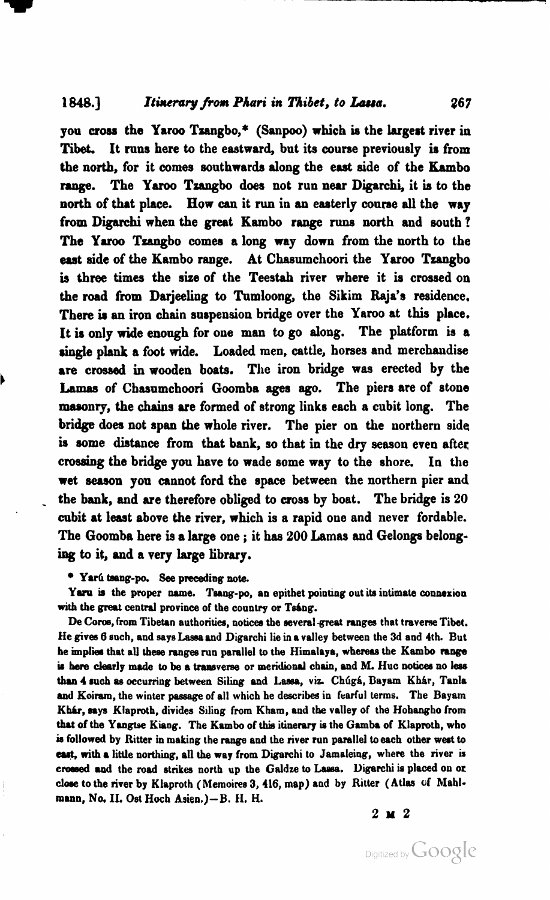you cross the Yaroo Tzangbo,* (Sanpoo) which is the largest river in Tibet. It runs here to the eastward, but its course previously is from the north, for it comes southwards along the east side of the Kambo range. The Yaroo Tzangbo does not run near Digarchi, it is to the north of that place. How can it run in an easterly course all the way from Digarchi when the great Kambo range runs north and south? The Yaroo Tzangbo comes a long way down from the north to the east side of the Kambo range. At Chasumchoori the Yaroo Tzangbo is three times the size of the Teestah river where it is crossed on the road from Darjeeling to Tumloong, the Sikim Raja's residence. There is an iron chain suspension bridge over the Yaroo at this place. It is only wide enough for one man to go along. The platform is a single plank a foot wide. Loaded men, cattle, horses and merchandise are crossed in wooden boats. The iron bridge was erected by the Lamas of Chasumchoori Goomba ages ago. The piers are of stone masonry, the chains are formed of strong links each a cubit long. The bridge does not span the whole river. The pier on the northern side is some distance from that bank, so that in the dry season even after crossing the bridge you have to wade some way to the shore. In the wet season you cannot ford the space between the northern pier and the bank, and are therefore obliged to cross by boat. The bridge is 20 cubit at least above the river, which is a rapid one and never fordable. The Goomba here is a large one; it has 200 Lamas and Gelongs belonging to it, and a very large library.

\* Yarú tsang-po. See preceding note.

Yaru is the proper name. Tsang-po, an epithet pointing out its intimate connexion with the great central province of the country or Tsáng.

De Coros, from Tibetan authorities, notices the several great ranges that traverse Tibet. He gives 6 such, and says Lassa and Digarchi lie in a valley between the 3d and 4th. But he implies that all these ranges run parallel to the Himalaya, whereas the Kambo range is here clearly made to be a transverse or meridional chain, and M. Huc notices no less than 4 such as occurring between Siling and Lassa, viz. Chúgá, Bayam Khár, Tanla and Koiram, the winter passage of all which he describes in fearful terms. The Bayam Khár, says Klaproth, divides Siling from Kham, and the valley of the Hohangho from that of the Yangtse Kiang. The Kambo of this itinerary is the Gamba of Klaproth, who is followed by Ritter in making the range and the river run parallel to each other west to east, with a little northing, all the way from Digarchi to Jamaleing, where the river is crossed and the road strikes north up the Galdze to Lassa. Digarchi is placed on or close to the river by Klaproth (Memoires 3, 416, map) and by Ritter (Atlas of Mahlmann, No. II. Ost Hoch Asien.)—B. H. H.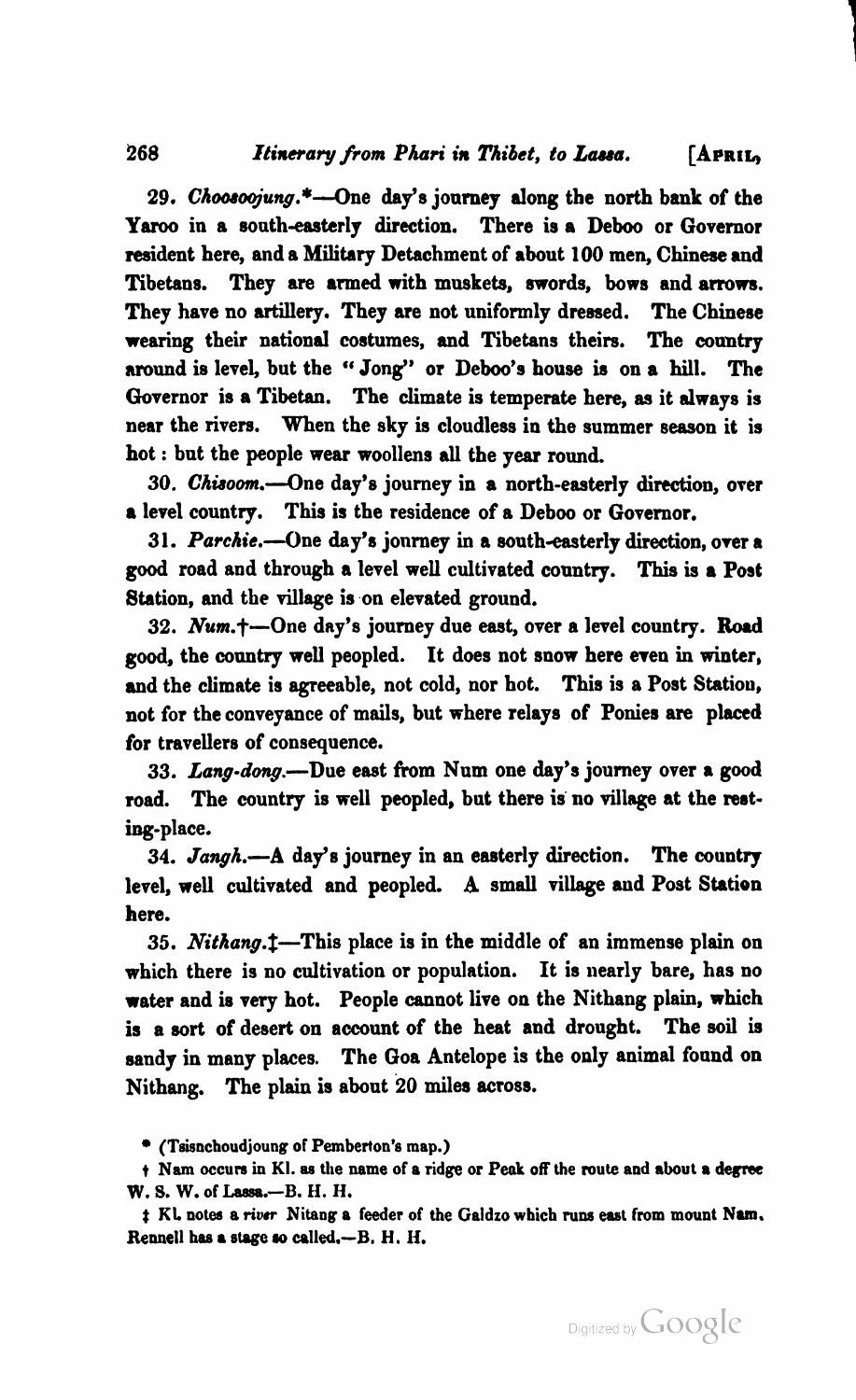29. *Choosoojung.*\*—One day's journey along the north bank of the Yaroo in a south-easterly direction. There is a Deboo or Governor resident here, and a Military Detachment of about 100 men, Chinese and Tibetans. They are armed with muskets, swords, bows and arrows. They have no artillery. They are not uniformly dressed. The Chinese wearing their national costumes, and Tibetans theirs. The country around is level, but the "Jong" or Deboo's house is on a hill. The Governor is a Tibetan. The climate is temperate here, as it always is near the rivers. When the sky is cloudless in the summer season it is hot: but the people wear woollens all the year round.

30. *Chisoom.*—One day's journey in a north-easterly direction, over a level country. This is the residence of a Deboo or Governor.

31. *Parchie.*—One day's journey in a south-easterly direction, over a good road and through a level well cultivated country. This is a Post Station, and the village is on elevated ground.

32. *Num.*†—One day's journey due east, over a level country. Road good, the country well peopled. It does not snow here even in winter, and the climate is agreeable, not cold, nor hot. This is a Post Station, not for the conveyance of mails, but where relays of Ponies are placed for travellers of consequence.

33. *Lang-dong.*—Due east from Num one day's journey over a good road. The country is well peopled, but there is no village at the resting-place.

34. *Jangh.*—A day's journey in an easterly direction. The country level, well cultivated and peopled. A small village and Post Station here.

35. *Nithang.*‡—This place is in the middle of an immense plain on which there is no cultivation or population. It is nearly bare, has no water and is very hot. People cannot live on the Nithang plain, which is a sort of desert on account of the heat and drought. The soil is sandy in many places. The Goa Antelope is the only animal found on Nithang. The plain is about 20 miles across.

\* (Tsisnchoudjoung of Pemberton's map.)

† Nam occurs in Kl. as the name of a ridge or Peak off the route and about a degree W. S. W. of Lassa.—B. H. H.

‡ Kl. notes a *river* Nitang a feeder of the Galdzo which runs east from mount Nam. Rennell has a stage so called.—B. H. H.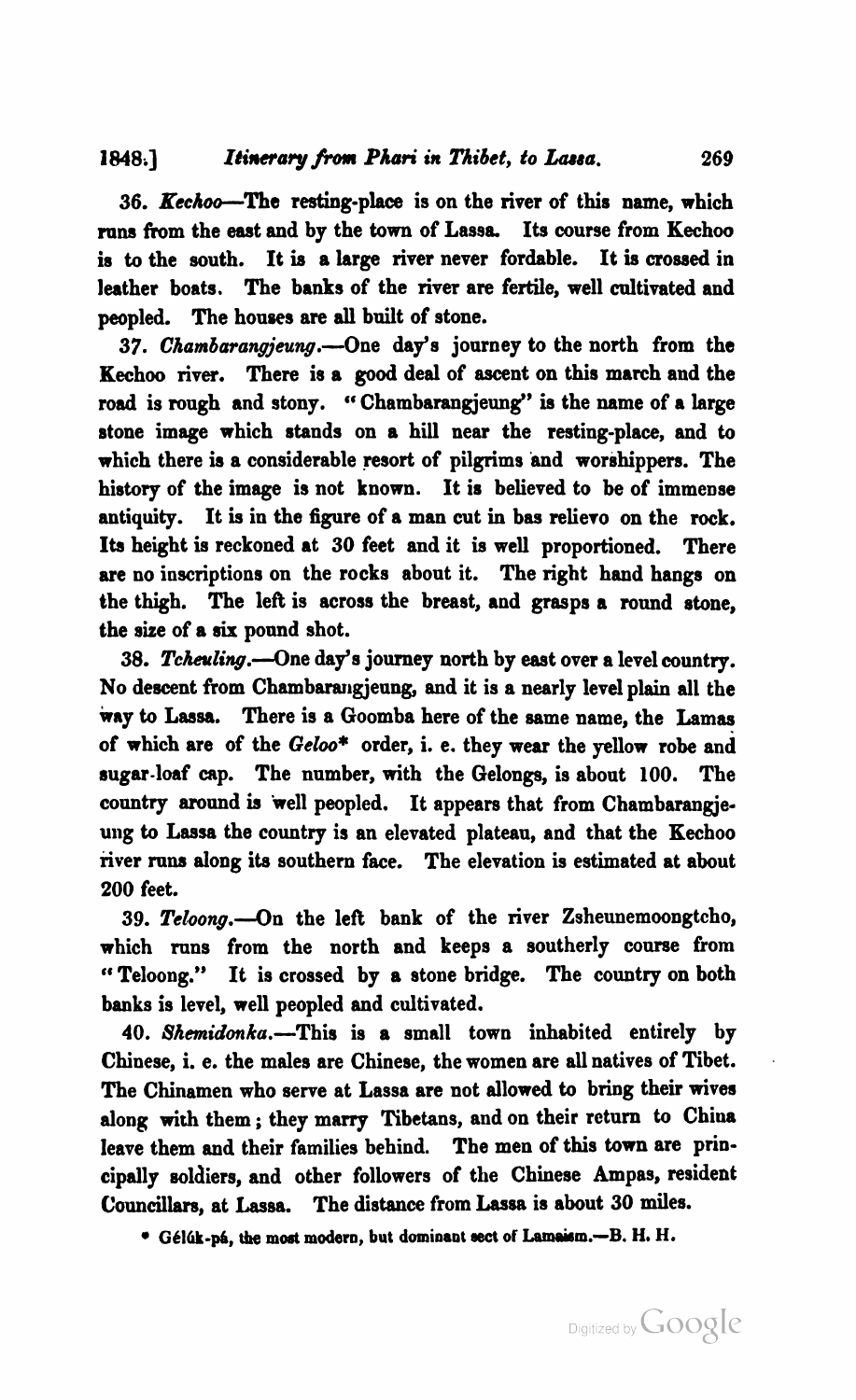36. *Kechoo*—The resting-place is on the river of this name, which runs from the east and by the town of Lassa. Its course from Kechoo is to the south. It is a large river never fordable. It is crossed in leather boats. The banks of the river are fertile, well cultivated and peopled. The houses are all built of stone.

37. *Chambarangjeung.*—One day's journey to the north from the Kechoo river. There is a good deal of ascent on this march and the road is rough and stony. "Chambarangjeung" is the name of a large stone image which stands on a hill near the resting-place, and to which there is a considerable resort of pilgrims and worshippers. The history of the image is not known. It is believed to be of immense antiquity. It is in the figure of a man cut in bas relievo on the rock. Its height is reckoned at 30 feet and it is well proportioned. There are no inscriptions on the rocks about it. The right hand hangs on the thigh. The left is across the breast, and grasps a round stone, the size of a six pound shot.

38. *Tcheuling.*—One day's journey north by east over a level country. No descent from Chambarangjeung, and it is a nearly level plain all the way to Lassa. There is a Goomba here of the same name, the Lamas of which are of the *Geloo** order, i. e. they wear the yellow robe and sugar-loaf cap. The number, with the Gelongs, is about 100. The country around is well peopled. It appears that from Chambarangjeung to Lassa the country is an elevated plateau, and that the Kechoo river runs along its southern face. The elevation is estimated at about 200 feet.

39. *Teloong.*—On the left bank of the river Zsheunemoongtcho, which runs from the north and keeps a southerly course from "Teloong." It is crossed by a stone bridge. The country on both banks is level, well peopled and cultivated.

40. *Shemidonka.*—This is a small town inhabited entirely by Chinese, i. e. the males are Chinese, the women are all natives of Tibet. The Chinamen who serve at Lassa are not allowed to bring their wives along with them; they marry Tibetans, and on their return to China leave them and their families behind. The men of this town are principally soldiers, and other followers of the Chinese Ampas, resident Councillars, at Lassa. The distance from Lassa is about 30 miles.

* Gélúk-pá, the most modern, but dominant sect of Lamaism.—B. H. H.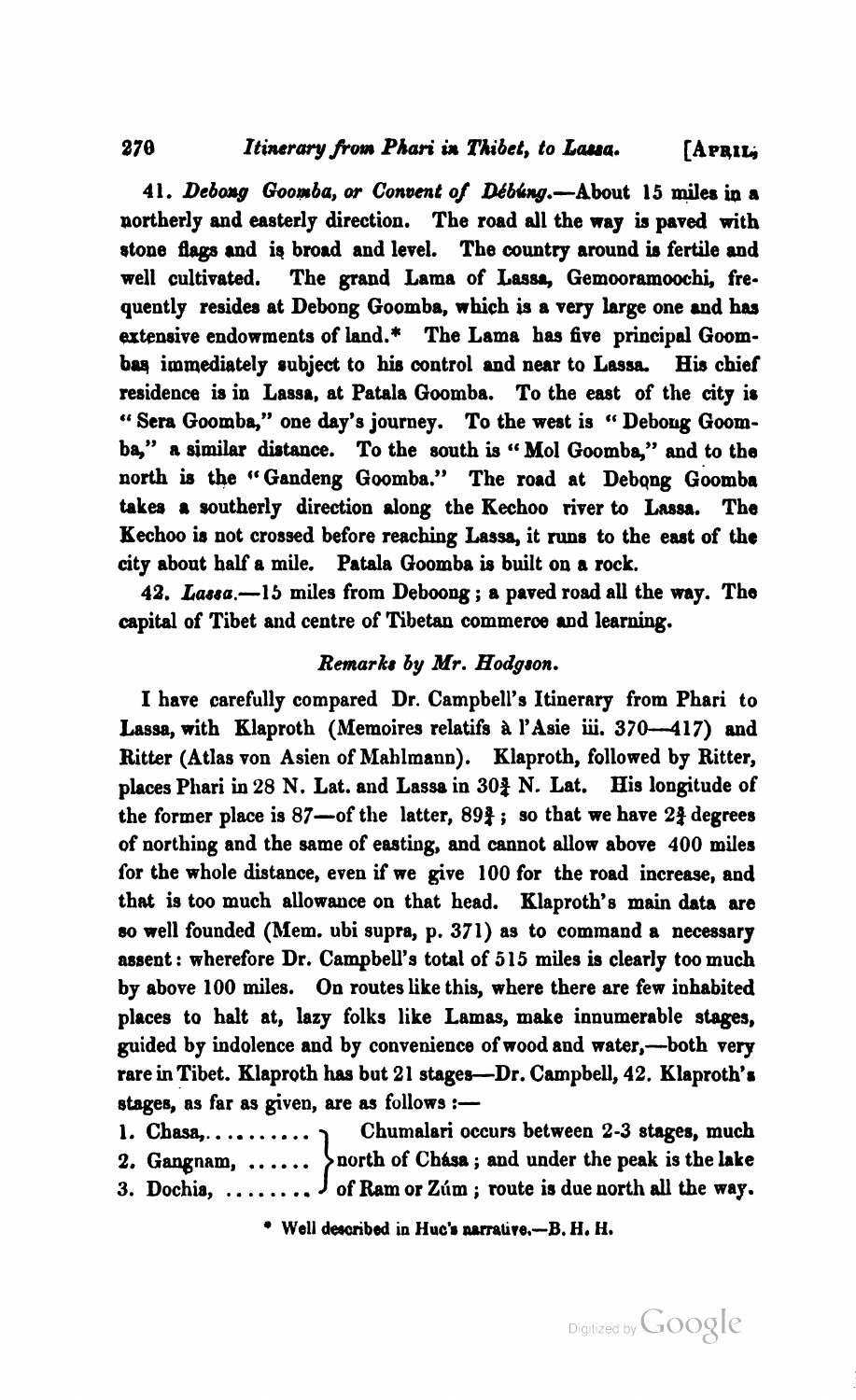41. *Debong Goomba, or Convent of Débúng.*—About 15 miles in a northerly and easterly direction. The road all the way is paved with stone flags and is broad and level. The country around is fertile and well cultivated. The grand Lama of Lassa, Gemooramoochi, frequently resides at Debong Goomba, which is a very large one and has extensive endowments of land.* The Lama has five principal Goombas immediately subject to his control and near to Lassa. His chief residence is in Lassa, at Patala Goomba. To the east of the city is "Sera Goomba," one day's journey. To the west is "Debong Goomba," a similar distance. To the south is "Mol Goomba," and to the north is the "Gandeng Goomba." The road at Debong Goomba takes a southerly direction along the Kechoo river to Lassa. The Kechoo is not crossed before reaching Lassa, it runs to the east of the city about half a mile. Patala Goomba is built on a rock.

42. *Lassa.*—15 miles from Deboong; a paved road all the way. The capital of Tibet and centre of Tibetan commerce and learning.

### *Remarks by Mr. Hodgson.*

I have carefully compared Dr. Campbell's Itinerary from Phari to Lassa, with Klaproth (Memoires relatifs à l'Asie iii. 370—417) and Ritter (Atlas von Asien of Mahlmann). Klaproth, followed by Ritter, places Phari in 28 N. Lat. and Lassa in 30¾ N. Lat. His longitude of the former place is 87—of the latter, 89¾; so that we have 2¾ degrees of northing and the same of easting, and cannot allow above 400 miles for the whole distance, even if we give 100 for the road increase, and that is too much allowance on that head. Klaproth's main data are so well founded (Mem. ubi supra, p. 371) as to command a necessary assent: wherefore Dr. Campbell's total of 515 miles is clearly too much by above 100 miles. On routes like this, where there are few inhabited places to halt at, lazy folks like Lamas, make innumerable stages, guided by indolence and by convenience of wood and water,—both very rare in Tibet. Klaproth has but 21 stages—Dr. Campbell, 42. Klaproth's stages, as far as given, are as follows:—

1. Chasa, ..........
2. Gangnam, ......
3. Dochia, ........

} Chumalari occurs between 2-3 stages, much north of Chása; and under the peak is the lake of Ram or Zúm; route is due north all the way.

* Well described in Huc's narrative.—B. H. H.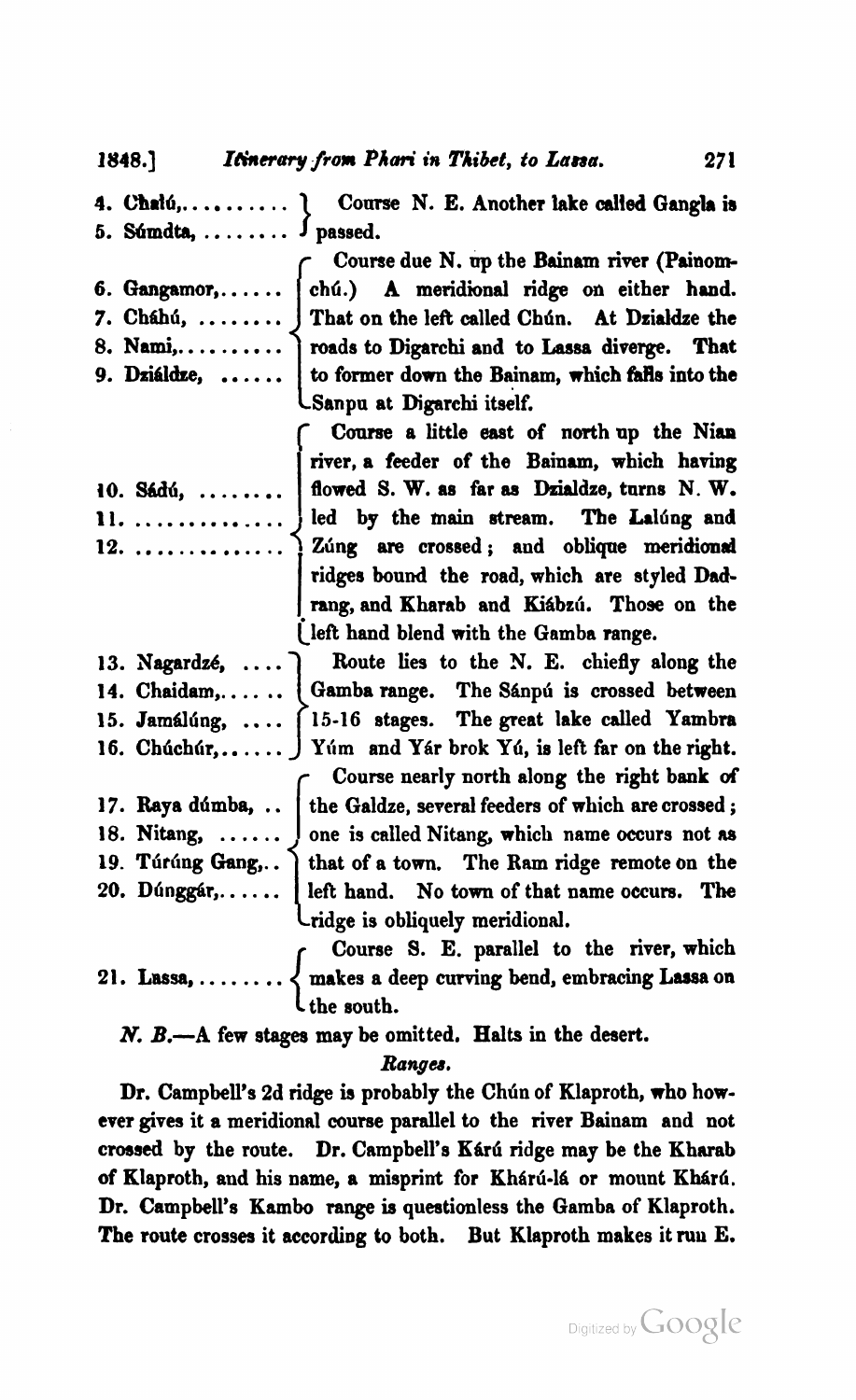| Stage | Description |
|---|---|
| 4. Chalú,.......... <br> 5. Súmdta, ........ | Course N. E. Another lake called Gangla is passed. |
| 6. Gangamor,...... <br> 7. Cháhú, ........ <br> 8. Nami,.......... <br> 9. Dziáldze, ...... | Course due N. up the Bainam river (Painomchú.) A meridional ridge on either hand. That on the left called Chún. At Dzialdze the roads to Digarchi and to Lassa diverge. That to former down the Bainam, which falls into the Sanpu at Digarchi itself. |
| 10. Sádú, ........ <br> 11. .............. <br> 12. .............. | Course a little east of north up the Nian river, a feeder of the Bainam, which having flowed S. W. as far as Dzialdze, turns N. W. led by the main stream. The Lalúng and Zúng are crossed; and oblique meridional ridges bound the road, which are styled Dadrang, and Kharab and Kiábzú. Those on the left hand blend with the Gamba range. |
| 13. Nagardzé, .... <br> 14. Chaidam,...... <br> 15. Jamálúng, .... <br> 16. Chúchúr,...... | Route lies to the N. E. chiefly along the Gamba range. The Sánpú is crossed between 15-16 stages. The great lake called Yambra Yúm and Yár brok Yú, is left far on the right. |
| 17. Raya dúmba, .. <br> 18. Nitang, ...... <br> 19. Túrúng Gang,.. <br> 20. Dúnggár,...... | Course nearly north along the right bank of the Galdze, several feeders of which are crossed; one is called Nitang, which name occurs not as that of a town. The Ram ridge remote on the left hand. No town of that name occurs. The ridge is obliquely meridional. |
| 21. Lassa, ........ | Course S. E. parallel to the river, which makes a deep curving bend, embracing Lassa on the south. |

*N. B.*—A few stages may be omitted. Halts in the desert.

*Ranges.*

Dr. Campbell's 2d ridge is probably the Chún of Klaproth, who however gives it a meridional course parallel to the river Bainam and not crossed by the route. Dr. Campbell's Kárú ridge may be the Kharab of Klaproth, and his name, a misprint for Khárú-lá or mount Khárú. Dr. Campbell's Kambo range is questionless the Gamba of Klaproth. The route crosses it according to both. But Klaproth makes it run E.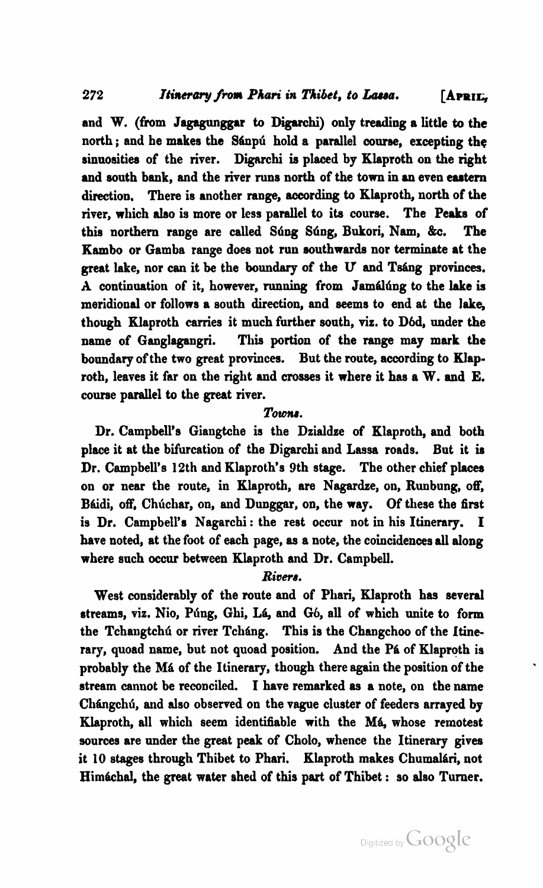and W. (from Jagagunggar to Digarchi) only treading a little to the north; and he makes the Sánpú hold a parallel course, excepting the sinuosities of the river. Digarchi is placed by Klaproth on the right and south bank, and the river runs north of the town in an even eastern direction. There is another range, according to Klaproth, north of the river, which also is more or less parallel to its course. The Peaks of this northern range are called Súng Súng, Bukori, Nam, &c. The Kambo or Gamba range does not run southwards nor terminate at the great lake, nor can it be the boundary of the U and Tsáng provinces. A continuation of it, however, running from Jamálúng to the lake is meridional or follows a south direction, and seems to end at the lake, though Klaproth carries it much further south, viz. to Dód, under the name of Ganglagangri. This portion of the range may mark the boundary of the two great provinces. But the route, according to Klaproth, leaves it far on the right and crosses it where it has a W. and E. course parallel to the great river.

*Towns.*

Dr. Campbell's Giangtche is the Dzialdze of Klaproth, and both place it at the bifurcation of the Digarchi and Lassa roads. But it is Dr. Campbell's 12th and Klaproth's 9th stage. The other chief places on or near the route, in Klaproth, are Nagardze, on, Runbung, off, Báidi, off, Chúchar, on, and Dunggar, on, the way. Of these the first is Dr. Campbell's Nagarchi: the rest occur not in his Itinerary. I have noted, at the foot of each page, as a note, the coincidences all along where such occur between Klaproth and Dr. Campbell.

*Rivers.*

West considerably of the route and of Phari, Klaproth has several streams, viz. Nio, Púng, Ghi, Lá, and Gó, all of which unite to form the Tchangtchú or river Tcháng. This is the Changchoo of the Itinerary, quoad name, but not quoad position. And the Pá of Klaproth is probably the Má of the Itinerary, though there again the position of the stream cannot be reconciled. I have remarked as a note, on the name Chángchú, and also observed on the vague cluster of feeders arrayed by Klaproth, all which seem identifiable with the Má, whose remotest sources are under the great peak of Cholo, whence the Itinerary gives it 10 stages through Thibet to Phari. Klaproth makes Chumalári, not Himáchal, the great water shed of this part of Thibet: so also Turner.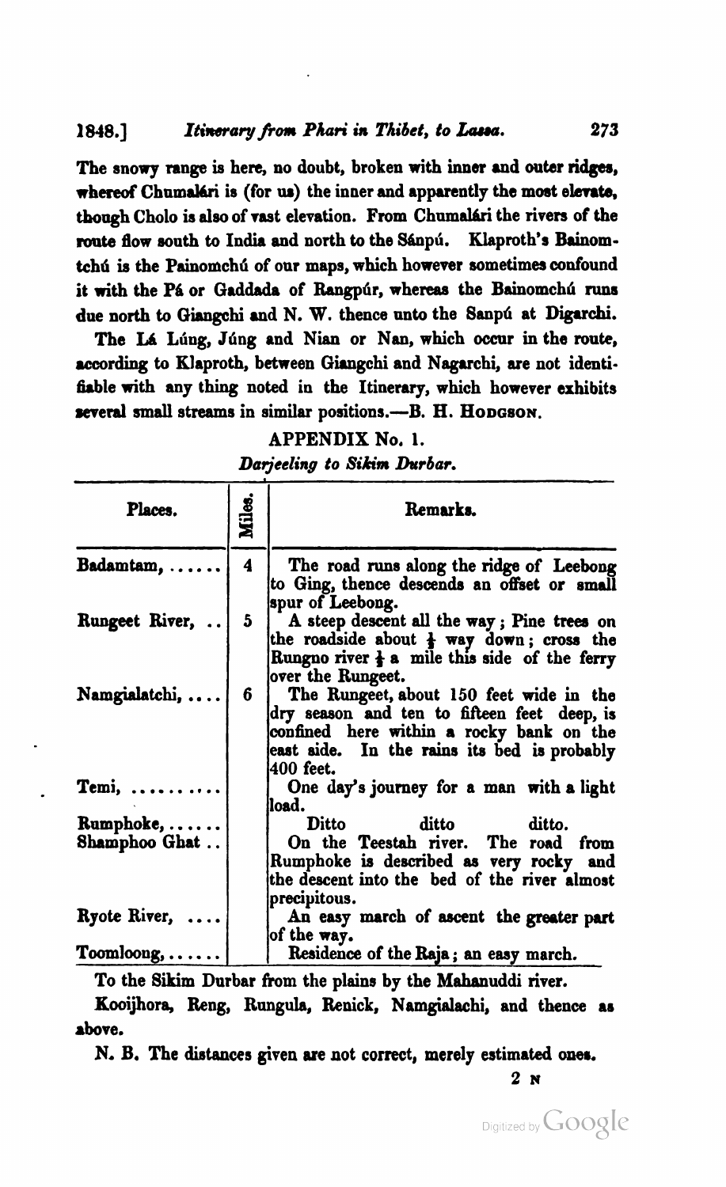The snowy range is here, no doubt, broken with inner and outer ridges, whereof Chumalári is (for us) the inner and apparently the most elevate, though Cholo is also of vast elevation. From Chumalári the rivers of the route flow south to India and north to the Sánpú. Klaproth's Bainomtchú is the Painomchú of our maps, which however sometimes confound it with the Pá or Gaddada of Rangpúr, whereas the Bainomchú runs due north to Giangchi and N. W. thence unto the Sanpú at Digarchi.

The Lá Lúng, Júng and Nian or Nan, which occur in the route, according to Klaproth, between Giangchi and Nagarchi, are not identifiable with any thing noted in the Itinerary, which however exhibits several small streams in similar positions.—B. H. Hodgson.

## APPENDIX No. 1.

*Darjeeling to Sikim Durbar.*

| Places. | Miles. | Remarks. |
|---|---|---|
| Badamtam, ...... | 4 | The road runs along the ridge of Leebong to Ging, thence descends an offset or small spur of Leebong. |
| Rungeet River, .. | 5 | A steep descent all the way; Pine trees on the roadside about ½ way down; cross the Rungno river ½ a mile this side of the ferry over the Rungeet. |
| Namgialatchi, .... | 6 | The Rungeet, about 150 feet wide in the dry season and ten to fifteen feet deep, is confined here within a rocky bank on the east side. In the rains its bed is probably 400 feet. |
| Temi, .......... | | One day's journey for a man with a light load. |
| Rumphoke, ...... | | Ditto ditto ditto. |
| Shamphoo Ghat .. | | On the Teestah river. The road from Rumphoke is described as very rocky and the descent into the bed of the river almost precipitous. |
| Ryote River, .... | | An easy march of ascent the greater part of the way. |
| Toomloong, ...... | | Residence of the Raja; an easy march. |

To the Sikim Durbar from the plains by the Mahanuddi river.

Kooijhora, Reng, Rungula, Renick, Namgialachi, and thence as above.

N. B. The distances given are not correct, merely estimated ones.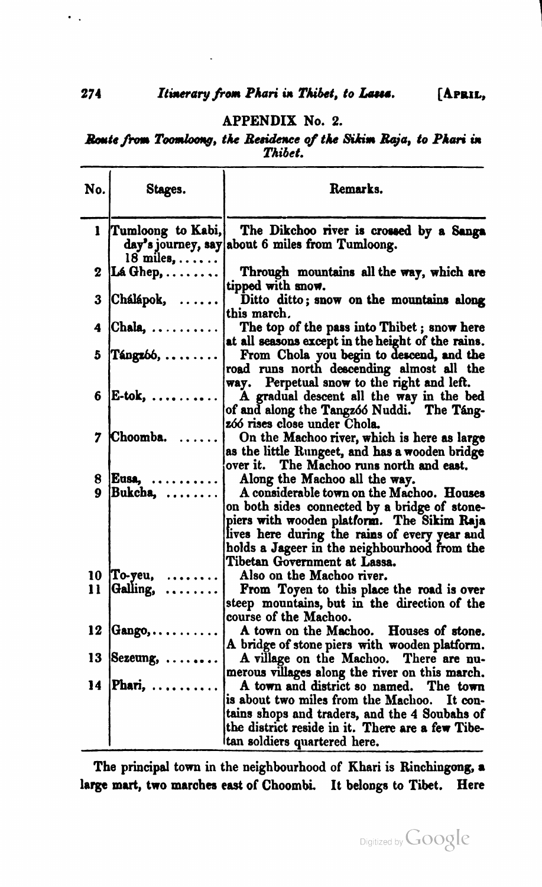## APPENDIX No. 2.

***Route from Toomloong, the Residence of the Sikim Raja, to Phari in Thibet.***

| No. | Stages. | Remarks. |
|---|---|---|
| 1 | Tumloong to Kabi, day's journey, say 18 miles,...... | The Dikchoo river is crossed by a Sanga about 6 miles from Tumloong. |
| 2 | Lá Ghep,........ | Through mountains all the way, which are tipped with snow. |
| 3 | Chálápok, ...... | Ditto ditto; snow on the mountains along this march. |
| 4 | Chala, .......... | The top of the pass into Thibet; snow here at all seasons except in the height of the rains. |
| 5 | Tángzóó, ........ | From Chola you begin to descend, and the road runs north descending almost all the way. Perpetual snow to the right and left. |
| 6 | E-tok, .......... | A gradual descent all the way in the bed of and along the Tangzóó Nuddi. The Tángzóó rises close under Chola. |
| 7 | Choomba. ...... | On the Machoo river, which is here as large as the little Rungeet, and has a wooden bridge over it. The Machoo runs north and east. |
| 8 | Eusa, .......... | Along the Machoo all the way. |
| 9 | Bukcha, ........ | A considerable town on the Machoo. Houses on both sides connected by a bridge of stone-piers with wooden platform. The Sikim Raja lives here during the rains of every year and holds a Jageer in the neighbourhood from the Tibetan Government at Lassa. |
| 10 | To-yeu, ........ | Also on the Machoo river. |
| 11 | Galling, ........ | From Toyen to this place the road is over steep mountains, but in the direction of the course of the Machoo. |
| 12 | Gango,.......... | A town on the Machoo. Houses of stone. A bridge of stone piers with wooden platform. |
| 13 | Sezeung, ........ | A village on the Machoo. There are numerous villages along the river on this march. |
| 14 | Phari, .......... | A town and district so named. The town is about two miles from the Machoo. It contains shops and traders, and the 4 Soubahs of the district reside in it. There are a few Tibetan soldiers quartered here. |

The principal town in the neighbourhood of Khari is Rinchingong, a large mart, two marches east of Choombi. It belongs to Tibet. Here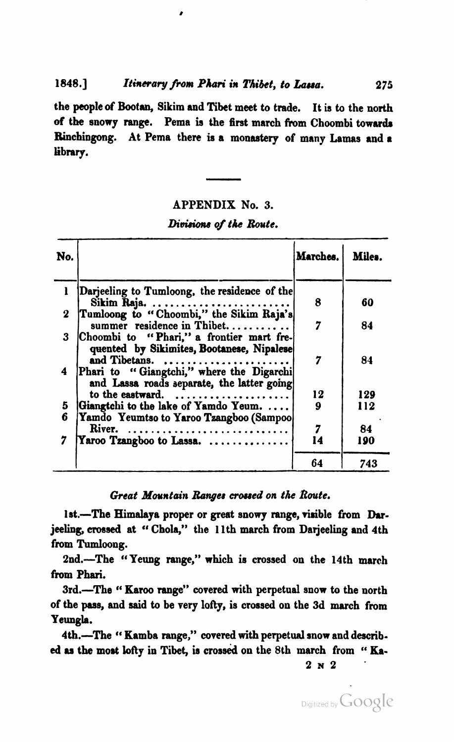the people of Bootan, Sikim and Tibet meet to trade. It is to the north of the snowy range. Pema is the first march from Choombi towards Rinchingong. At Pema there is a monastery of many Lamas and a library.

---

## APPENDIX No. 3.

### *Divisions of the Route.*

| No. | | Marches. | Miles. |
|---|---|---|---|
| 1 | Darjeeling to Tumloong, the residence of the Sikim Raja. ........................ | 8 | 60 |
| 2 | Tumloong to "Choombi," the Sikim Raja's summer residence in Thibet. .......... | 7 | 84 |
| 3 | Choombi to "Phari," a frontier mart frequented by Sikimites, Bootanese, Nipalese and Tibetans. ...................... | 7 | 84 |
| 4 | Phari to "Giangtchi," where the Digarchi and Lassa roads separate, the latter going to the eastward. .................... | 12 | 129 |
| 5 | Giangtchi to the lake of Yamdo Yeum. .... | 9 | 112 |
| 6 | Yamdo Yeumtso to Yaroo Tzangboo (Sampoo River. ............................ | 7 | 84 |
| 7 | Yaroo Tzangboo to Lassa. .............. | 14 | 190 |
| | | 64 | 743 |

### *Great Mountain Ranges crossed on the Route.*

1st.—The Himalaya proper or great snowy range, visible from Darjeeling, crossed at "Chola," the 11th march from Darjeeling and 4th from Tumloong.

2nd.—The "Yeung range," which is crossed on the 14th march from Phari.

3rd.—The "Karoo range" covered with perpetual snow to the north of the pass, and said to be very lofty, is crossed on the 3d march from Yeungla.

4th.—The "Kamba range," covered with perpetual snow and described as the most lofty in Tibet, is crossed on the 8th march from "Ka-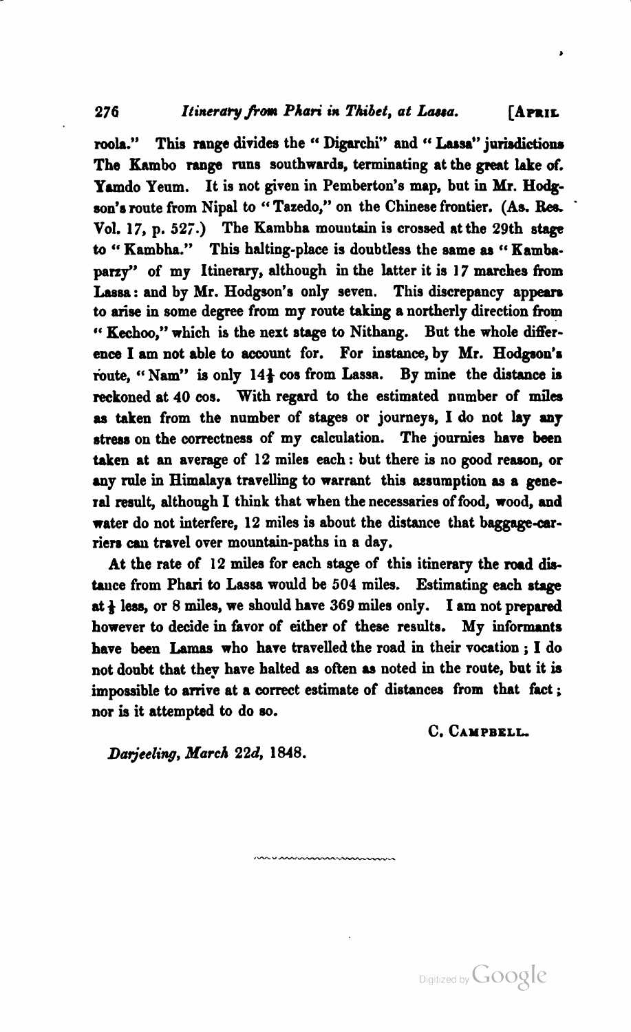roola." This range divides the "Digarchi" and "Lassa" jurisdictions The Kambo range runs southwards, terminating at the great lake of. Yamdo Yeum. It is not given in Pemberton's map, but in Mr. Hodgson's route from Nipal to "Tazedo," on the Chinese frontier. (As. Res. Vol. 17, p. 527.) The Kambha mountain is crossed at the 29th stage to "Kambha." This halting-place is doubtless the same as "Kambaparzy" of my Itinerary, although in the latter it is 17 marches from Lassa: and by Mr. Hodgson's only seven. This discrepancy appears to arise in some degree from my route taking a northerly direction from "Kechoo," which is the next stage to Nithang. But the whole difference I am not able to account for. For instance, by Mr. Hodgson's route, "Nam" is only 14½ cos from Lassa. By mine the distance is reckoned at 40 cos. With regard to the estimated number of miles as taken from the number of stages or journeys, I do not lay any stress on the correctness of my calculation. The journies have been taken at an average of 12 miles each: but there is no good reason, or any rule in Himalaya travelling to warrant this assumption as a general result, although I think that when the necessaries of food, wood, and water do not interfere, 12 miles is about the distance that baggage-carriers can travel over mountain-paths in a day.

At the rate of 12 miles for each stage of this itinerary the road distance from Phari to Lassa would be 504 miles. Estimating each stage at ⅓ less, or 8 miles, we should have 369 miles only. I am not prepared however to decide in favor of either of these results. My informants have been Lamas who have travelled the road in their vocation; I do not doubt that they have halted as often as noted in the route, but it is impossible to arrive at a correct estimate of distances from that fact; nor is it attempted to do so.

C. Campbell.

*Darjeeling, March 22d, 1848.*